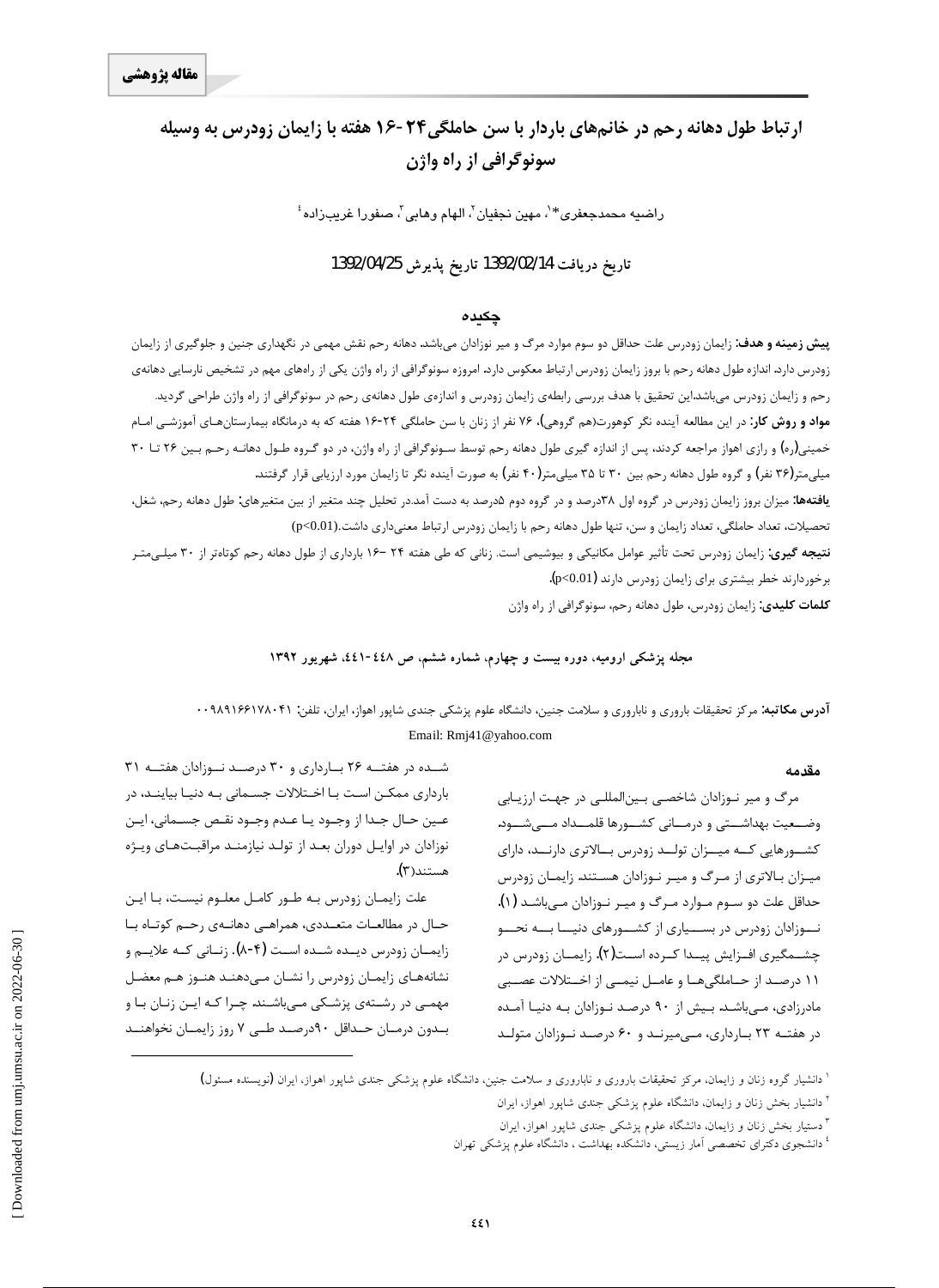**مقاله پژوهشی**

# ارتباط طول دهانه رحم در خانم‌های باردار با سن حاملگی۲۴-۱۶ هفته با زایمان زودرس به وسیله سونوگرافی از راه واژن

راضیه محمدجعفری*[۱]، مهین نجفیان[۲]، الهام وهابی[۳]، صفورا غریب‌زاده[۴]

تاریخ دریافت 1392/02/14 تاریخ پذیرش 1392/04/25

## چکیده

**پیش زمینه و هدف:** زایمان زودرس علت حداقل دو سوم موارد مرگ و میر نوزادان می‌باشد. دهانه رحم نقش مهمی در نگهداری جنین و جلوگیری از زایمان زودرس دارد. اندازه طول دهانه رحم با بروز زایمان زودرس ارتباط معکوس دارد. امروزه سونوگرافی از راه واژن یکی از راه‌های مهم در تشخیص نارسایی دهانه‌ی رحم و زایمان زودرس می‌باشد.این تحقیق با هدف بررسی رابطه‌ی زایمان زودرس و اندازه‌ی طول دهانه‌ی رحم در سونوگرافی از راه واژن طراحی گردید.

**مواد و روش کار:** در این مطالعه آینده نگر کوهورت(هم گروهی)، ۷۶ نفر از زنان با سن حاملگی ۲۴-۱۶ هفته که به درمانگاه بیمارستان‌های آموزشی امام خمینی(ره) و رازی اهواز مراجعه کردند، پس از اندازه گیری طول دهانه رحم توسط سونوگرافی از راه واژن، در دو گروه طول دهانه رحم بین ۲۶ تا ۳۰ میلی‌متر(۳۶ نفر) و گروه طول دهانه رحم بین ۳۰ تا ۳۵ میلی‌متر(۴۰ نفر) به صورت آینده نگر تا زایمان مورد ارزیابی قرار گرفتند.

**یافته‌ها:** میزان بروز زایمان زودرس در گروه اول ۳۸درصد و در گروه دوم ۵درصد به دست آمد.در تحلیل چند متغیر از بین متغیرهای: طول دهانه رحم، شغل، تحصیلات، تعداد حاملگی، تعداد زایمان و سن، تنها طول دهانه رحم با زایمان زودرس ارتباط معنی‌داری داشت.($p<0.01$)

**نتیجه گیری:** زایمان زودرس تحت تأثیر عوامل مکانیکی و بیوشیمی است. زنانی که طی هفته ۲۴ -۱۶ بارداری از طول دهانه رحم کوتاه‌تر از ۳۰ میلی‌متر برخوردارند خطر بیشتری برای زایمان زودرس دارند ($p<0.01$).

**کلمات کلیدی:** زایمان زودرس، طول دهانه رحم، سونوگرافی از راه واژن

**مجله پزشکی ارومیه، دوره بیست و چهارم، شماره ششم، ص ٤٤٨-٤٤١، شهریور ۱۳۹۲**

**آدرس مکاتبه:** مرکز تحقیقات باروری و ناباروری و سلامت جنین، دانشگاه علوم پزشکی جندی شاپور اهواز، ایران، تلفن: ۰۰۹۸۹۱۶۶۱۷۸۰۴۱

Email: Rmj41@yahoo.com

## مقدمه

مرگ و میر نوزادان شاخصی بین‌المللی در جهت ارزیابی وضعیت بهداشتی و درمانی کشورها قلمداد می‌شود. کشورهایی که میزان تولد زودرس بالاتری دارند، دارای میزان بالاتری از مرگ و میر نوزادان هستند. زایمان زودرس حداقل علت دو سوم موارد مرگ و میر نوزادان می‌باشد (۱). نوزادان زودرس در بسیاری از کشورهای دنیا به نحو چشمگیری افزایش پیدا کرده است(۲). زایمان زودرس در ۱۱ درصد از حاملگی‌ها و عامل نیمی از اختلالات عصبی مادرزادی، می‌باشد بیش از ۹۰ درصد نوزادان به دنیا آمده در هفته ۲۳ بارداری، می‌میرند و ۶۰ درصد نوزادان متولد شده در هفته ۲۶ بارداری و ۳۰ درصد نوزادان هفته ۳۱ بارداری ممکن است با اختلالات جسمانی به دنیا بیایند، در عین حال جدا از وجود یا عدم وجود نقص جسمانی، این نوزادان در اوایل دوران بعد از تولد نیازمند مراقبت‌های ویژه هستند(۳).

علت زایمان زودرس به طور کامل معلوم نیست، با این حال در مطالعات متعددی، همراهی دهانه‌ی رحم کوتاه با زایمان زودرس دیده شده است (۴-۸). زنانی که علایم و نشانه‌های زایمان زودرس را نشان می‌دهند هنوز هم معضل مهمی در رشته‌ی پزشکی می‌باشند چرا که این زنان با و بدون درمان حداقل ۹۰درصد طی ۷ روز زایمان نخواهند

---

[۱] دانشیار گروه زنان و زایمان، مرکز تحقیقات باروری و ناباروری و سلامت جنین، دانشگاه علوم پزشکی جندی شاپور اهواز، ایران (نویسنده مسئول)

[۲] دانشیار بخش زنان و زایمان، دانشگاه علوم پزشکی جندی شاپور اهواز، ایران

[۳] دستیار بخش زنان و زایمان، دانشگاه علوم پزشکی جندی شاپور اهواز، ایران

[۴] دانشجوی دکترای تخصصی آمار زیستی، دانشکده بهداشت ، دانشگاه علوم پزشکی تهران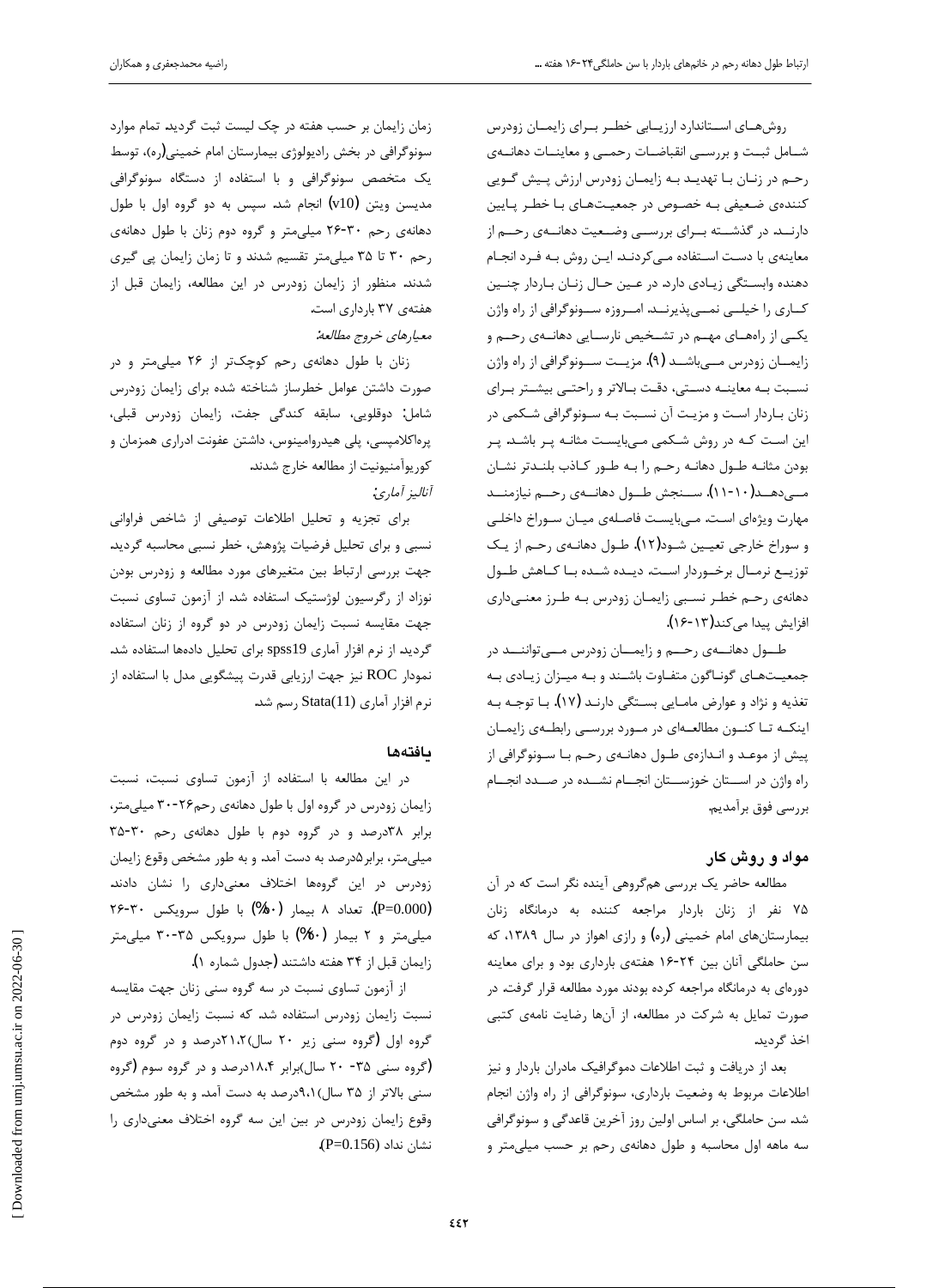روش‌های استاندارد ارزیابی خطر برای زایمان زودرس شامل ثبت و بررسی انقباضات رحمی و معاینات دهانه‌ی رحم در زنان با تهدید به زایمان زودرس ارزش پیش گویی کننده‌ی ضعیفی به خصوص در جمعیت‌های با خطر پایین دارند. در گذشته برای بررسی وضعیت دهانه‌ی رحم از معاینه‌ی با دست استفاده می‌کردند. این روش به فرد انجام دهنده وابستگی زیادی دارد. در عین حال زنان باردار چنین کاری را خیلی نمی‌پذیرند. امروزه سونوگرافی از راه واژن یکی از راه‌های مهم در تشخیص نارسایی دهانه‌ی رحم و زایمان زودرس می‌باشد (۹). مزیت سونوگرافی از راه واژن نسبت به معاینه دستی، دقت بالاتر و راحتی بیشتر برای زنان باردار است و مزیت آن نسبت به سونوگرافی شکمی در این است که در روش شکمی می‌بایست مثانه پر باشد. پر بودن مثانه طول دهانه رحم را به طور کاذب بلندتر نشان می‌دهد(۱۰-۱۱). سنجش طول دهانه‌ی رحم نیازمند مهارت ویژه‌ای است. می‌بایست فاصله‌ی میان سوراخ داخلی و سوراخ خارجی تعیین شود(۱۲). طول دهانه‌ی رحم از یک توزیع نرمال برخوردار است. دیده شده با کاهش طول دهانه‌ی رحم خطر نسبی زایمان زودرس به طرز معنی‌داری افزایش پیدا می‌کند(۱۳-۱۶).

طول دهانه‌ی رحم و زایمان زودرس می‌توانند در جمعیت‌های گوناگون متفاوت باشند و به میزان زیادی به تغذیه و نژاد و عوارض مامایی بستگی دارند (۱۷). با توجه به اینکه تا کنون مطالعه‌ای در مورد بررسی رابطه‌ی زایمان پیش از موعد و اندازه‌ی طول دهانه‌ی رحم با سونوگرافی از راه واژن در استان خوزستان انجام نشده در صدد انجام بررسی فوق برآمدیم.

## مواد و روش کار

مطالعه حاضر یک بررسی هم‌گروهی آینده نگر است که در آن ۷۵ نفر از زنان باردار مراجعه کننده به درمانگاه زنان بیمارستان‌های امام خمینی (ره) و رازی اهواز در سال ۱۳۸۹، که سن حاملگی آنان بین ۲۴-۱۶ هفته‌ی بارداری بود و برای معاینه دوره‌ای به درمانگاه مراجعه کرده بودند مورد مطالعه قرار گرفت. در صورت تمایل به شرکت در مطالعه، از آن‌ها رضایت نامه‌ی کتبی اخذ گردید.

بعد از دریافت و ثبت اطلاعات دموگرافیک مادران باردار و نیز اطلاعات مربوط به وضعیت بارداری، سونوگرافی از راه واژن انجام شد. سن حاملگی، بر اساس اولین روز آخرین قاعدگی و سونوگرافی سه ماهه اول محاسبه و طول دهانه‌ی رحم بر حسب میلی‌متر و زمان زایمان بر حسب هفته در چک لیست ثبت گردید. تمام موارد سونوگرافی در بخش رادیولوژی بیمارستان امام خمینی(ره)، توسط یک متخصص سونوگرافی و با استفاده از دستگاه سونوگرافی مدیسن ویتن (v10) انجام شد. سپس به دو گروه اول با طول دهانه‌ی رحم ۳۰-۲۶ میلی‌متر و گروه دوم زنان با طول دهانه‌ی رحم ۳۰ تا ۳۵ میلی‌متر تقسیم شدند و تا زمان زایمان پی گیری شدند. منظور از زایمان زودرس در این مطالعه، زایمان قبل از هفته‌ی ۳۷ بارداری است.

*معیارهای خروج مطالعه:*

زنان با طول دهانه‌ی رحم کوچک‌تر از ۲۶ میلی‌متر و در صورت داشتن عوامل خطرساز شناخته شده برای زایمان زودرس شامل: دوقلویی، سابقه کندگی جفت، زایمان زودرس قبلی، پره‌اکلامپسی، پلی هیدرامینوس، داشتن عفونت ادراری همزمان و کوریوآمنیونیت از مطالعه خارج شدند.

*آنالیز آماری:*

برای تجزیه و تحلیل اطلاعات توصیفی از شاخص فراوانی نسبی و برای تحلیل فرضیات پژوهش، خطر نسبی محاسبه گردید. جهت بررسی ارتباط بین متغیرهای مورد مطالعه و زودرس بودن نوزاد از رگرسیون لوژستیک استفاده شد. از آزمون تساوی نسبت جهت مقایسه نسبت زایمان زودرس در دو گروه از زنان استفاده گردید. از نرم افزار آماری spss19 برای تحلیل داده‌ها استفاده شد. نمودار ROC نیز جهت ارزیابی قدرت پیشگویی مدل با استفاده از نرم افزار آماری Stata(11) رسم شد.

## یافته‌ها

در این مطالعه با استفاده از آزمون تساوی نسبت، نسبت زایمان زودرس در گروه اول با طول دهانه‌ی رحم۲۶-۳۰ میلی‌متر، برابر ۳۸درصد و در گروه دوم با طول دهانه‌ی رحم ۳۰-۳۵ میلی‌متر، برابر۵درصد به دست آمد. و به طور مشخص وقوع زایمان زودرس در این گروه‌ها اختلاف معنی‌داری را نشان دادند. (P=0.000). تعداد ۸ بیمار (۸۰%) با طول سرویکس ۳۰-۲۶ میلی‌متر و ۲ بیمار (۲۰%) با طول سرویکس ۳۵-۳۰ میلی‌متر زایمان قبل از ۳۴ هفته داشتند (جدول شماره ۱).

از آزمون تساوی نسبت در سه گروه سنی زنان جهت مقایسه نسبت زایمان زودرس استفاده شد. که نسبت زایمان زودرس در گروه اول (گروه سنی زیر ۲۰ سال)۲۱،۲درصد و در گروه دوم (گروه سنی ۳۵- ۲۰ سال)برابر ۱۸،۴درصد و در گروه سوم (گروه سنی بالاتر از ۳۵ سال)۹،۱درصد به دست آمد. و به طور مشخص وقوع زایمان زودرس در بین این سه گروه اختلاف معنی‌داری را نشان نداد (P=0.156).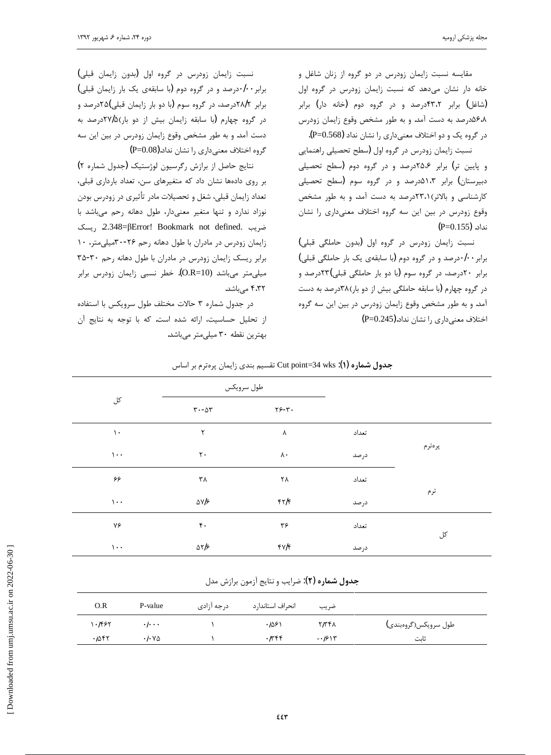مقایسه نسبت زایمان زودرس در دو گروه از زنان شاغل و خانه دار نشان می‌دهد که نسبت زایمان زودرس در گروه اول (شاغل) برابر ۴۳.۲درصد و در گروه دوم (خانه دار) برابر ۵۶.۸درصد به دست آمد. و به طور مشخص وقوع زایمان زودرس در گروه یک و دو اختلاف معنی‌داری را نشان نداد (P=0.568).

نسبت زایمان زودرس در گروه اول (سطح تحصیلی راهنمایی و پایین تر) برابر ۲۵.۶درصد و در گروه دوم (سطح تحصیلی دبیرستان) برابر ۵۱.۳درصد و در گروه سوم (سطح تحصیلی کارشناسی و بالاتر)۲۳.۱درصد به دست آمد. و به طور مشخص وقوع زودرس در بین این سه گروه اختلاف معنی‌داری را نشان نداد. (P=0.155)

نسبت زایمان زودرس در گروه اول (بدون حاملگی قبلی) برابر۰/۰۰درصد و در گروه دوم (با سابقه‌ی یک بار حاملگی قبلی) برابر ۲۰درصد، در گروه سوم (با دو بار حاملگی قبلی)۲۳درصد و در گروه چهارم (با سابقه حاملگی بیش از دو بار)۳۸درصد به دست آمد. و به طور مشخص وقوع زایمان زودرس در بین این سه گروه اختلاف معنی‌داری را نشان نداد.(P=0.245)

نسبت زایمان زودرس در گروه اول (بدون زایمان قبلی) برابر۰/۰۰درصد و در گروه دوم (با سابقه‌ی یک بار زایمان قبلی) برابر ۲۸/۲درصد، در گروه سوم (با دو بار زایمان قبلی)۲۵درصد و در گروه چهارم (با سابقه زایمان بیش از دو بار)۲۷/۵درصد به دست آمد. و به طور مشخص وقوع زایمان زودرس در بین این سه گروه اختلاف معنی‌داری را نشان نداد.(P=0.08)

نتایج حاصل از برازش رگرسیون لوژستیک (جدول شماره ۲) بر روی داده‌ها نشان داد که متغیرهای سن، تعداد بارداری قبلی، تعداد زایمان قبلی، شغل و تحصیلات مادر تأثیری در زودرس بودن نوزاد ندارد و تنها متغیر معنی‌دار، طول دهانه رحم می‌باشد با ضریب 2.348=βError! Bookmark not defined. ریسک زایمان زودرس در مادران با طول دهانه رحم ۲۶-۳۰میلی‌متر، ۱۰ برابر ریسک زایمان زودرس در مادران با طول دهانه رحم ۳۰-۳۵ میلی‌متر می‌باشد (O.R=10). خطر نسبی زایمان زودرس برابر ۴.۳۲ می‌باشد.

در جدول شماره ۳ حالات مختلف طول سرویکس با استفاده از تحلیل حساسیت، ارائه شده است. که با توجه به نتایج آن بهترین نقطه ۳۰ میلی‌متر می‌باشد.

**جدول شماره (۱):** Cut point=34 wks تقسیم بندی زایمان پره‌ترم بر اساس

| | | طول سرویکس | | کل |
|---|---|---|---|---|
| | | ۲۶-۳۰ | ۳۰-۵۳ | |
| پره‌ترم | تعداد | ۸ | ۲ | ۱۰ |
| | درصد | ۸۰ | ۲۰ | ۱۰۰ |
| ترم | تعداد | ۲۸ | ۳۸ | ۶۶ |
| | درصد | ۴۲/۴ | ۵۷/۶ | ۱۰۰ |
| کل | تعداد | ۳۶ | ۴۰ | ۷۶ |
| | درصد | ۴۷/۴ | ۵۲/۶ | ۱۰۰ |

**جدول شماره (۲):** ضرایب و نتایج آزمون برازش مدل

| | ضریب | انحراف استاندارد | درجه آزادی | P-value | O.R |
|---|---|---|---|---|---|
| طول سرویکس(گروه‌بندی) | ۲/۳۴۸ | ۰/۵۶۱ | ۱ | ۰/۰۰۰ | ۱۰/۴۶۲ |
| ثابت | -۰/۶۱۳ | ۰/۳۴۴ | ۱ | ۰/۰۷۵ | ۰/۵۴۲ |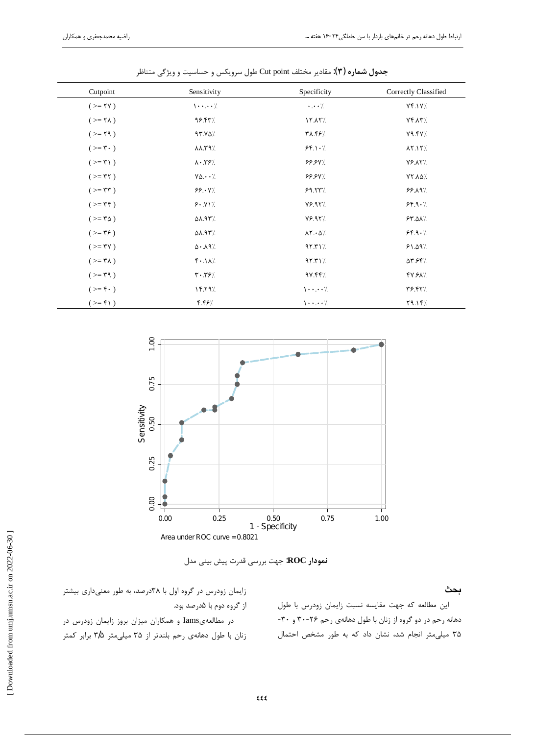**جدول شماره (۳):** مقادیر مختلف Cut point طول سرویکس و حساسیت و ویژگی متناظر

| Cutpoint | Sensitivity | Specificity | Correctly Classified |
| --- | --- | --- | --- |
| ( >= ۲۷ ) | ۱۰۰.۰۰٪ | ۰.۰۰٪ | ۷۴.۱۷٪ |
| ( >= ۲۸ ) | ۹۶.۴۳٪ | ۱۲.۸۲٪ | ۷۴.۸۳٪ |
| ( >= ۲۹ ) | ۹۳.۷۵٪ | ۳۸.۴۶٪ | ۷۹.۴۷٪ |
| ( >= ۳۰ ) | ۸۸.۳۹٪ | ۶۴.۱۰٪ | ۸۲.۱۲٪ |
| ( >= ۳۱ ) | ۸۰.۳۶٪ | ۶۶.۶۷٪ | ۷۶.۸۲٪ |
| ( >= ۳۲ ) | ۷۵.۰۰٪ | ۶۶.۶۷٪ | ۷۲.۸۵٪ |
| ( >= ۳۳ ) | ۶۶.۰۷٪ | ۶۹.۲۳٪ | ۶۶.۸۹٪ |
| ( >= ۳۴ ) | ۶۰.۷۱٪ | ۷۶.۹۲٪ | ۶۴.۹۰٪ |
| ( >= ۳۵ ) | ۵۸.۹۳٪ | ۷۶.۹۲٪ | ۶۳.۵۸٪ |
| ( >= ۳۶ ) | ۵۸.۹۳٪ | ۸۲.۰۵٪ | ۶۴.۹۰٪ |
| ( >= ۳۷ ) | ۵۰.۸۹٪ | ۹۲.۳۱٪ | ۶۱.۵۹٪ |
| ( >= ۳۸ ) | ۴۰.۱۸٪ | ۹۲.۳۱٪ | ۵۳.۶۴٪ |
| ( >= ۳۹ ) | ۳۰.۳۶٪ | ۹۷.۴۴٪ | ۴۷.۶۸٪ |
| ( >= ۴۰ ) | ۱۴.۲۹٪ | ۱۰۰.۰۰٪ | ۳۶.۴۲٪ |
| ( >= ۴۱ ) | ۴.۴۶٪ | ۱۰۰.۰۰٪ | ۲۹.۱۴٪ |

Area under ROC curve = 0.8021

**نمودار ROC:** جهت بررسی قدرت پیش بینی مدل

## بحث

این مطالعه که جهت مقایسه نسبت زایمان زودرس با طول دهانه رحم در دو گروه از زنان با طول دهانه‌ی رحم ۳۰-۲۶ و ۳۰-۳۵ میلی‌متر انجام شد، نشان داد که به طور مشخص احتمال زایمان زودرس در گروه اول با ۳۸درصد، به طور معنی‌داری بیشتر از گروه دوم با ۵درصد بود.

در مطالعه‌یIams و همکاران میزان بروز زایمان زودرس در زنان با طول دهانه‌ی رحم بلندتر از ۳۵ میلی‌متر ۳/۵ برابر کمتر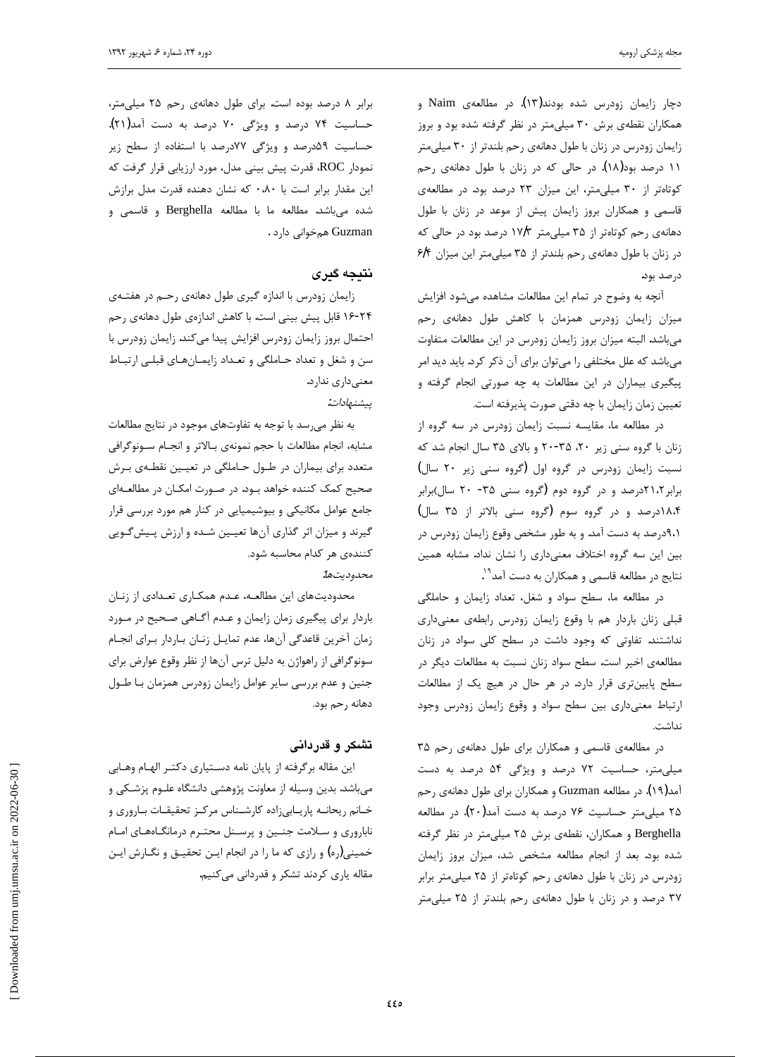دچار زایمان زودرس شده بودند(۱۳). در مطالعه‌ی Naim و همکاران نقطه‌ی برش ۳۰ میلی‌متر در نظر گرفته شده بود و بروز زایمان زودرس در زنان با طول دهانه‌ی رحم بلندتر از ۳۰ میلی‌متر ۱۱ درصد بود(۱۸). در حالی که در زنان با طول دهانه‌ی رحم کوتاه‌تر از ۳۰ میلی‌متر، این میزان ۲۳ درصد بود. در مطالعه‌ی قاسمی و همکاران بروز زایمان پیش از موعد در زنان با طول دهانه‌ی رحم کوتاه‌تر از ۳۵ میلی‌متر ۱۷/۳ درصد بود در حالی که در زنان با طول دهانه‌ی رحم بلندتر از ۳۵ میلی‌متر این میزان ۶/۴ درصد بود.

آنچه به وضوح در تمام این مطالعات مشاهده می‌شود افزایش میزان زایمان زودرس همزمان با کاهش طول دهانه‌ی رحم می‌باشد. البته میزان بروز زایمان زودرس در این مطالعات متفاوت می‌باشد که علل مختلفی را می‌توان برای آن ذکر کرد. باید دید امر پیگیری بیماران در این مطالعات به چه صورتی انجام گرفته و تعیین زمان زایمان با چه دقتی صورت پذیرفته است.

در مطالعه ما، مقایسه نسبت زایمان زودرس در سه گروه از زنان با گروه سنی زیر ۲۰، ۳۵-۲۰ و بالای ۳۵ سال انجام شد که نسبت زایمان زودرس در گروه اول (گروه سنی زیر ۲۰ سال) برابر۲۱.۲درصد و در گروه دوم (گروه سنی ۳۵- ۲۰ سال)برابر ۱۸.۴درصد و در گروه سوم (گروه سنی بالاتر از ۳۵ سال) ۹.۱درصد به دست آمد. و به طور مشخص وقوع زایمان زودرس در بین این سه گروه اختلاف معنی‌داری را نشان نداد. مشابه همین نتایج در مطالعه قاسمی و همکاران به دست آمد[۱۹].

در مطالعه ما، سطح سواد و شغل، تعداد زایمان و حاملگی قبلی زنان باردار هم با وقوع زایمان زودرس رابطه‌ی معنی‌داری نداشتند. تفاوتی که وجود داشت در سطح کلی سواد در زنان مطالعه‌ی اخیر است. سطح سواد زنان نسبت به مطالعات دیگر در سطح پایین‌تری قرار دارد. در هر حال در هیچ یک از مطالعات ارتباط معنی‌داری بین سطح سواد و وقوع زایمان زودرس وجود نداشت.

در مطالعه‌ی قاسمی و همکاران برای طول دهانه‌ی رحم ۳۵ میلی‌متر، حساسیت ۷۲ درصد و ویژگی ۵۴ درصد به دست آمد(۱۹). در مطالعه Guzman و همکاران برای طول دهانه‌ی رحم ۲۵ میلی‌متر حساسیت ۷۶ درصد به دست آمد(۲۰). در مطالعه Berghella و همکاران، نقطه‌ی برش ۲۵ میلی‌متر در نظر گرفته شده بود. بعد از انجام مطالعه مشخص شد، میزان بروز زایمان زودرس در زنان با طول دهانه‌ی رحم کوتاه‌تر از ۲۵ میلی‌متر برابر ۳۷ درصد و در زنان با طول دهانه‌ی رحم بلندتر از ۲۵ میلی‌متر برابر ۸ درصد بوده است. برای طول دهانه‌ی رحم ۲۵ میلی‌متر، حساسیت ۷۴ درصد و ویژگی ۷۰ درصد به دست آمد(۲۱). حساسیت ۵۹درصد و ویژگی ۷۷درصد با استفاده از سطح زیر نمودار ROC، قدرت پیش بینی مدل، مورد ارزیابی قرار گرفت که این مقدار برابر است با ۰.۸۰ که نشان دهنده قدرت مدل برازش شده می‌باشد. مطالعه ما با مطالعه Berghella و قاسمی و Guzman همخوانی دارد.

## نتیجه گیری

زایمان زودرس با اندازه گیری طول دهانه‌ی رحم در هفته‌ی ۲۴-۱۶ قابل پیش بینی است. با کاهش اندازه‌ی طول دهانه‌ی رحم احتمال بروز زایمان زودرس افزایش پیدا می‌کند. زایمان زودرس با سن و شغل و تعداد حاملگی و تعداد زایمان‌های قبلی ارتباط معنی‌داری ندارد.

*پیشنهادات:*

به نظر می‌رسد با توجه به تفاوت‌های موجود در نتایج مطالعات مشابه، انجام مطالعات با حجم نمونه‌ی بالاتر و انجام سونوگرافی متعدد برای بیماران در طول حاملگی در تعیین نقطه‌ی برش صحیح کمک کننده خواهد بود. در صورت امکان در مطالعه‌ای جامع عوامل مکانیکی و بیوشیمیایی در کنار هم مورد بررسی قرار گیرند و میزان اثر گذاری آن‌ها تعیین شده و ارزش پیش‌گویی کننده‌ی هر کدام محاسبه شود.

*محدودیت‌ها:*

محدودیت‌های این مطالعه، عدم همکاری تعدادی از زنان باردار برای پیگیری زمان زایمان و عدم آگاهی صحیح در مورد زمان آخرین قاعدگی آن‌ها، عدم تمایل زنان باردار برای انجام سونوگرافی از راهواژن به دلیل ترس آن‌ها از نظر وقوع عوارض برای جنین و عدم بررسی سایر عوامل زایمان زودرس همزمان با طول دهانه رحم بود.

## تشکر و قدردانی

این مقاله برگرفته از پایان نامه دستیاری دکتر الهام وهابی می‌باشد. بدین وسیله از معاونت پژوهشی دانشگاه علوم پزشکی و خانم ریحانه پاریابی‌زاده کارشناس مرکز تحقیقات باروری و ناباروری و سلامت جنین و پرسنل محترم درمانگاه‌های امام خمینی(ره) و رازی که ما را در انجام این تحقیق و نگارش این مقاله یاری کردند تشکر و قدردانی می‌کنیم.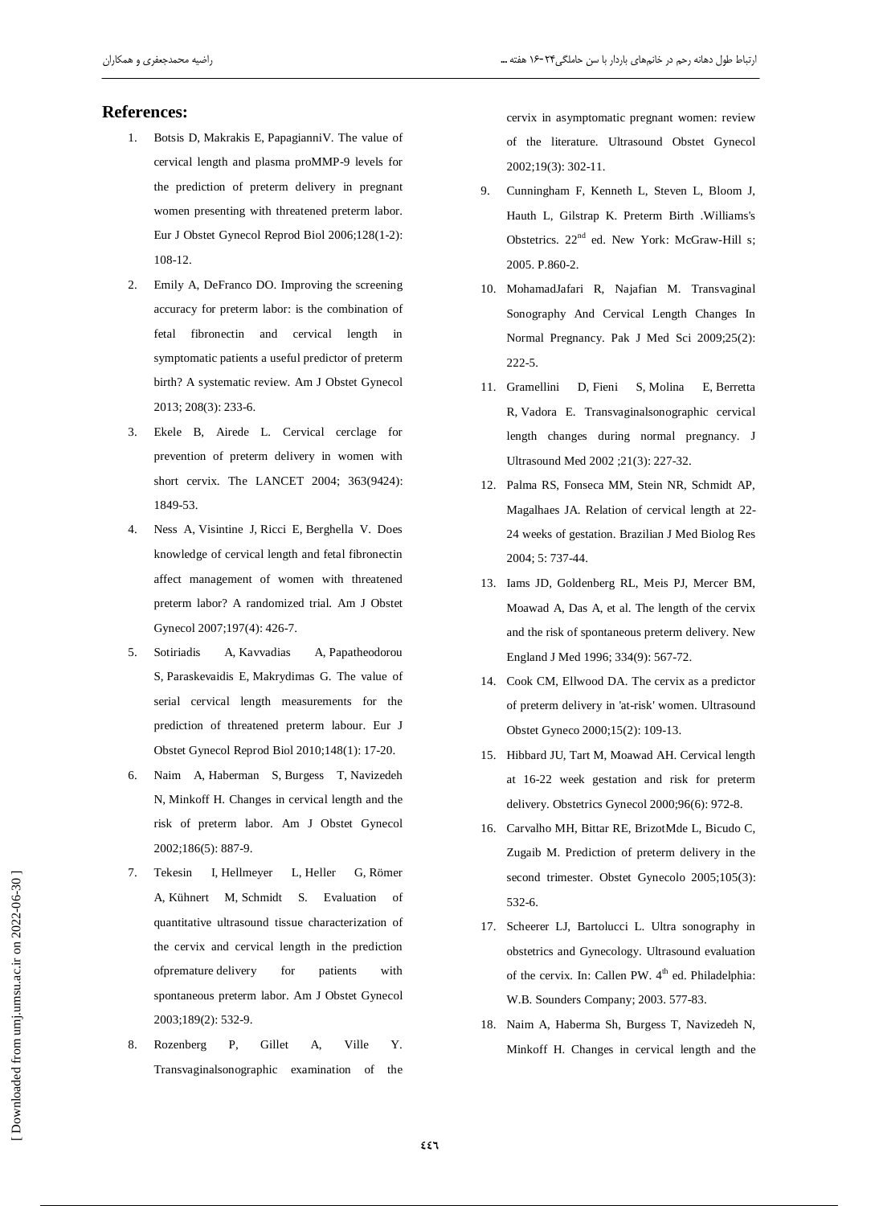## References:

1. Botsis D, Makrakis E, PapagianniV. The value of cervical length and plasma proMMP-9 levels for the prediction of preterm delivery in pregnant women presenting with threatened preterm labor. Eur J Obstet Gynecol Reprod Biol 2006;128(1-2): 108-12.
2. Emily A, DeFranco DO. Improving the screening accuracy for preterm labor: is the combination of fetal fibronectin and cervical length in symptomatic patients a useful predictor of preterm birth? A systematic review. Am J Obstet Gynecol 2013; 208(3): 233-6.
3. Ekele B, Airede L. Cervical cerclage for prevention of preterm delivery in women with short cervix. The LANCET 2004; 363(9424): 1849-53.
4. Ness A, Visintine J, Ricci E, Berghella V. Does knowledge of cervical length and fetal fibronectin affect management of women with threatened preterm labor? A randomized trial. Am J Obstet Gynecol 2007;197(4): 426-7.
5. Sotiriadis A, Kavvadias A, Papatheodorou S, Paraskevaidis E, Makrydimas G. The value of serial cervical length measurements for the prediction of threatened preterm labour. Eur J Obstet Gynecol Reprod Biol 2010;148(1): 17-20.
6. Naim A, Haberman S, Burgess T, Navizedeh N, Minkoff H. Changes in cervical length and the risk of preterm labor. Am J Obstet Gynecol 2002;186(5): 887-9.
7. Tekesin I, Hellmeyer L, Heller G, Römer A, Kühnert M, Schmidt S. Evaluation of quantitative ultrasound tissue characterization of the cervix and cervical length in the prediction ofpremature delivery for patients with spontaneous preterm labor. Am J Obstet Gynecol 2003;189(2): 532-9.
8. Rozenberg P, Gillet A, Ville Y. Transvaginalsonographic examination of the cervix in asymptomatic pregnant women: review of the literature. Ultrasound Obstet Gynecol 2002;19(3): 302-11.
9. Cunningham F, Kenneth L, Steven L, Bloom J, Hauth L, Gilstrap K. Preterm Birth .Williams's Obstetrics. 22nd ed. New York: McGraw-Hill s; 2005. P.860-2.
10. MohamadJafari R, Najafian M. Transvaginal Sonography And Cervical Length Changes In Normal Pregnancy. Pak J Med Sci 2009;25(2): 222-5.
11. Gramellini D, Fieni S, Molina E, Berretta R, Vadora E. Transvaginalsonographic cervical length changes during normal pregnancy. J Ultrasound Med 2002 ;21(3): 227-32.
12. Palma RS, Fonseca MM, Stein NR, Schmidt AP, Magalhaes JA. Relation of cervical length at 22-24 weeks of gestation. Brazilian J Med Biolog Res 2004; 5: 737-44.
13. Iams JD, Goldenberg RL, Meis PJ, Mercer BM, Moawad A, Das A, et al. The length of the cervix and the risk of spontaneous preterm delivery. New England J Med 1996; 334(9): 567-72.
14. Cook CM, Ellwood DA. The cervix as a predictor of preterm delivery in 'at-risk' women. Ultrasound Obstet Gyneco 2000;15(2): 109-13.
15. Hibbard JU, Tart M, Moawad AH. Cervical length at 16-22 week gestation and risk for preterm delivery. Obstetrics Gynecol 2000;96(6): 972-8.
16. Carvalho MH, Bittar RE, BrizotMde L, Bicudo C, Zugaib M. Prediction of preterm delivery in the second trimester. Obstet Gynecolo 2005;105(3): 532-6.
17. Scheerer LJ, Bartolucci L. Ultra sonography in obstetrics and Gynecology. Ultrasound evaluation of the cervix. In: Callen PW. 4th ed. Philadelphia: W.B. Sounders Company; 2003. 577-83.
18. Naim A, Haberma Sh, Burgess T, Navizedeh N, Minkoff H. Changes in cervical length and the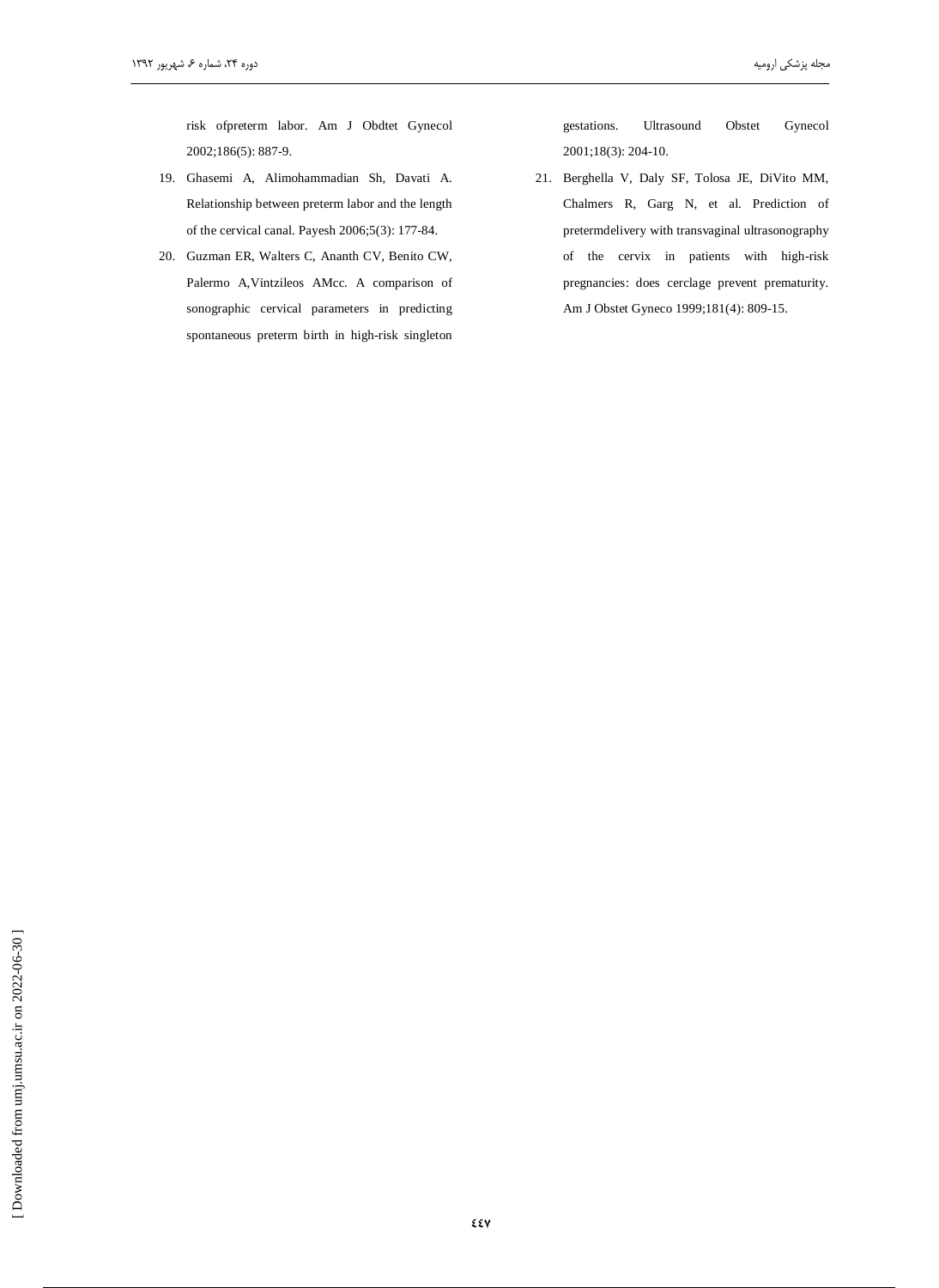risk ofpreterm labor. Am J Obdtet Gynecol 2002;186(5): 887-9.

19. Ghasemi A, Alimohammadian Sh, Davati A. Relationship between preterm labor and the length of the cervical canal. Payesh 2006;5(3): 177-84.
20. Guzman ER, Walters C, Ananth CV, Benito CW, Palermo A,Vintzileos AMcc. A comparison of sonographic cervical parameters in predicting spontaneous preterm birth in high-risk singleton gestations. Ultrasound Obstet Gynecol 2001;18(3): 204-10.
21. Berghella V, Daly SF, Tolosa JE, DiVito MM, Chalmers R, Garg N, et al. Prediction of pretermdelivery with transvaginal ultrasonography of the cervix in patients with high-risk pregnancies: does cerclage prevent prematurity. Am J Obstet Gyneco 1999;181(4): 809-15.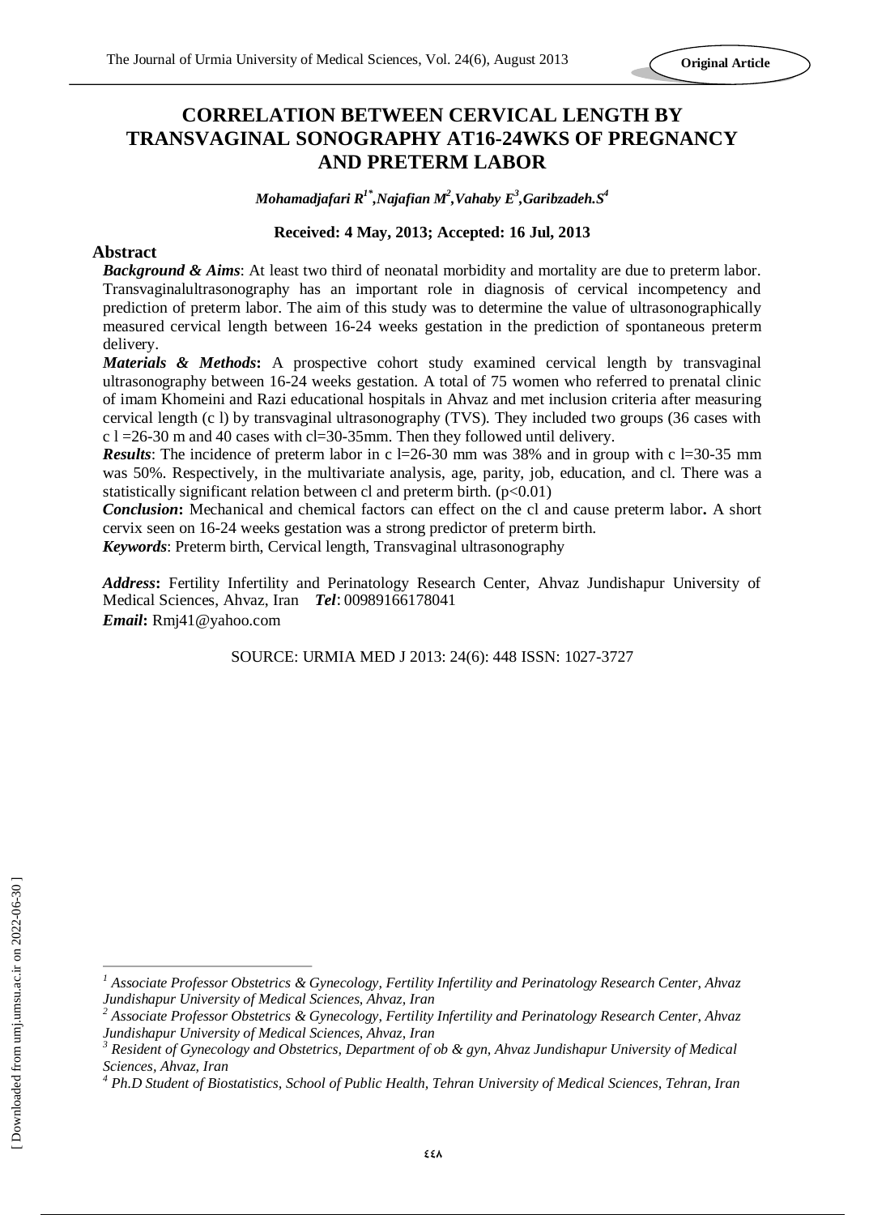# CORRELATION BETWEEN CERVICAL LENGTH BY TRANSVAGINAL SONOGRAPHY AT16-24WKS OF PREGNANCY AND PRETERM LABOR

***Mohamadjafari R[1*],Najafian M[2],Vahaby E[3],Garibzadeh.S[4]***

**Received: 4 May, 2013; Accepted: 16 Jul, 2013**

## Abstract

***Background & Aims***: At least two third of neonatal morbidity and mortality are due to preterm labor. Transvaginalultrasonography has an important role in diagnosis of cervical incompetency and prediction of preterm labor. The aim of this study was to determine the value of ultrasonographically measured cervical length between 16-24 weeks gestation in the prediction of spontaneous preterm delivery.

***Materials & Methods*:** A prospective cohort study examined cervical length by transvaginal ultrasonography between 16-24 weeks gestation. A total of 75 women who referred to prenatal clinic of imam Khomeini and Razi educational hospitals in Ahvaz and met inclusion criteria after measuring cervical length (c l) by transvaginal ultrasonography (TVS). They included two groups (36 cases with c l =26-30 m and 40 cases with cl=30-35mm. Then they followed until delivery.

***Results***: The incidence of preterm labor in c l=26-30 mm was 38% and in group with c l=30-35 mm was 50%. Respectively, in the multivariate analysis, age, parity, job, education, and cl. There was a statistically significant relation between cl and preterm birth. ($p<0.01$)

***Conclusion*:** Mechanical and chemical factors can effect on the cl and cause preterm labor**.** A short cervix seen on 16-24 weeks gestation was a strong predictor of preterm birth.

***Keywords***: Preterm birth, Cervical length, Transvaginal ultrasonography

***Address*:** Fertility Infertility and Perinatology Research Center, Ahvaz Jundishapur University of Medical Sciences, Ahvaz, Iran ***Tel***: 00989166178041

***Email*:** Rmj41@yahoo.com

SOURCE: URMIA MED J 2013: 24(6): 448 ISSN: 1027-3727

---

[1] *Associate Professor Obstetrics & Gynecology, Fertility Infertility and Perinatology Research Center, Ahvaz Jundishapur University of Medical Sciences, Ahvaz, Iran*

[2] *Associate Professor Obstetrics & Gynecology, Fertility Infertility and Perinatology Research Center, Ahvaz Jundishapur University of Medical Sciences, Ahvaz, Iran*

[3] *Resident of Gynecology and Obstetrics, Department of ob & gyn, Ahvaz Jundishapur University of Medical Sciences, Ahvaz, Iran*

[4] *Ph.D Student of Biostatistics, School of Public Health, Tehran University of Medical Sciences, Tehran, Iran*